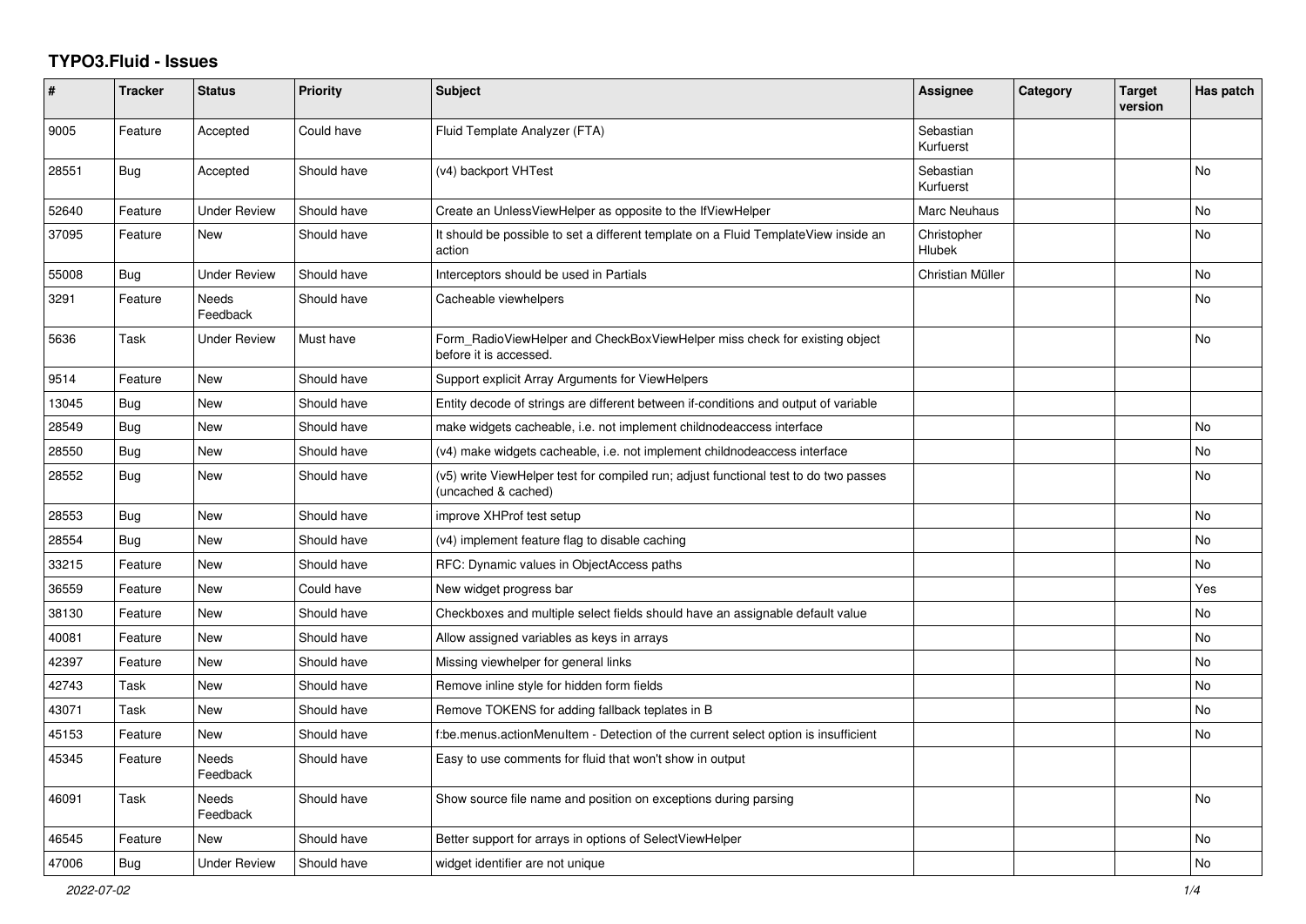# TYPO3.Fluid - Issues

| # | Tracker | Status | Priority | Subject | Assignee | Category | Target version | Has patch |
|---|---|---|---|---|---|---|---|---|
| 9005 | Feature | Accepted | Could have | Fluid Template Analyzer (FTA) | Sebastian Kurfuerst | | | |
| 28551 | Bug | Accepted | Should have | (v4) backport VHTest | Sebastian Kurfuerst | | | No |
| 52640 | Feature | Under Review | Should have | Create an UnlessViewHelper as opposite to the IfViewHelper | Marc Neuhaus | | | No |
| 37095 | Feature | New | Should have | It should be possible to set a different template on a Fluid TemplateView inside an action | Christopher Hlubek | | | No |
| 55008 | Bug | Under Review | Should have | Interceptors should be used in Partials | Christian Müller | | | No |
| 3291 | Feature | Needs Feedback | Should have | Cacheable viewhelpers | | | | No |
| 5636 | Task | Under Review | Must have | Form_RadioViewHelper and CheckBoxViewHelper miss check for existing object before it is accessed. | | | | No |
| 9514 | Feature | New | Should have | Support explicit Array Arguments for ViewHelpers | | | | |
| 13045 | Bug | New | Should have | Entity decode of strings are different between if-conditions and output of variable | | | | |
| 28549 | Bug | New | Should have | make widgets cacheable, i.e. not implement childnodeaccess interface | | | | No |
| 28550 | Bug | New | Should have | (v4) make widgets cacheable, i.e. not implement childnodeaccess interface | | | | No |
| 28552 | Bug | New | Should have | (v5) write ViewHelper test for compiled run; adjust functional test to do two passes (uncached & cached) | | | | No |
| 28553 | Bug | New | Should have | improve XHProf test setup | | | | No |
| 28554 | Bug | New | Should have | (v4) implement feature flag to disable caching | | | | No |
| 33215 | Feature | New | Should have | RFC: Dynamic values in ObjectAccess paths | | | | No |
| 36559 | Feature | New | Could have | New widget progress bar | | | | Yes |
| 38130 | Feature | New | Should have | Checkboxes and multiple select fields should have an assignable default value | | | | No |
| 40081 | Feature | New | Should have | Allow assigned variables as keys in arrays | | | | No |
| 42397 | Feature | New | Should have | Missing viewhelper for general links | | | | No |
| 42743 | Task | New | Should have | Remove inline style for hidden form fields | | | | No |
| 43071 | Task | New | Should have | Remove TOKENS for adding fallback teplates in B | | | | No |
| 45153 | Feature | New | Should have | f:be.menus.actionMenuItem - Detection of the current select option is insufficient | | | | No |
| 45345 | Feature | Needs Feedback | Should have | Easy to use comments for fluid that won't show in output | | | | |
| 46091 | Task | Needs Feedback | Should have | Show source file name and position on exceptions during parsing | | | | No |
| 46545 | Feature | New | Should have | Better support for arrays in options of SelectViewHelper | | | | No |
| 47006 | Bug | Under Review | Should have | widget identifier are not unique | | | | No |

*2022-07-02*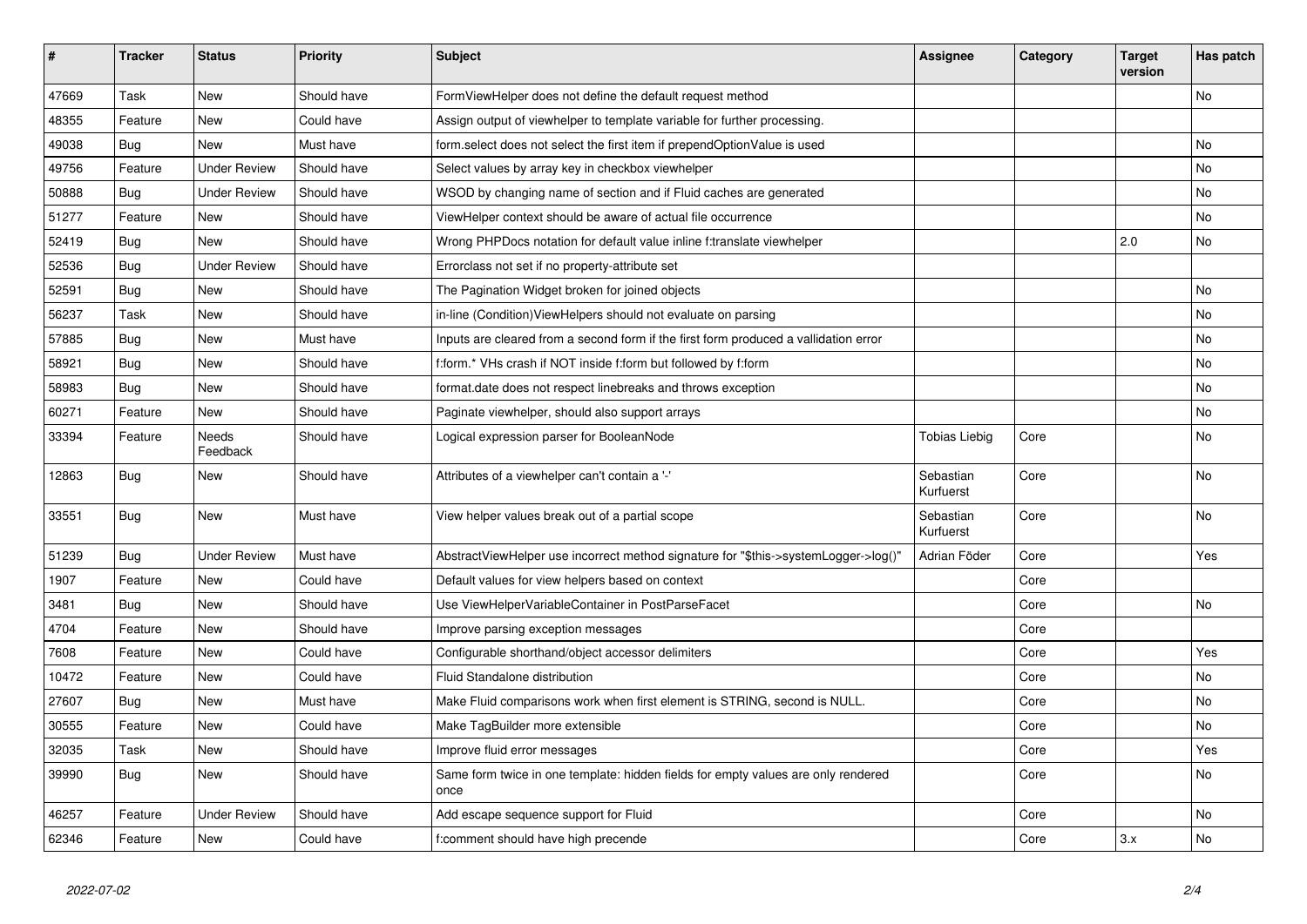| # | Tracker | Status | Priority | Subject | Assignee | Category | Target version | Has patch |
|---|---|---|---|---|---|---|---|---|
| 47669 | Task | New | Should have | FormViewHelper does not define the default request method | | | | No |
| 48355 | Feature | New | Could have | Assign output of viewhelper to template variable for further processing. | | | | |
| 49038 | Bug | New | Must have | form.select does not select the first item if prependOptionValue is used | | | | No |
| 49756 | Feature | Under Review | Should have | Select values by array key in checkbox viewhelper | | | | No |
| 50888 | Bug | Under Review | Should have | WSOD by changing name of section and if Fluid caches are generated | | | | No |
| 51277 | Feature | New | Should have | ViewHelper context should be aware of actual file occurrence | | | | No |
| 52419 | Bug | New | Should have | Wrong PHPDocs notation for default value inline f:translate viewhelper | | | 2.0 | No |
| 52536 | Bug | Under Review | Should have | Errorclass not set if no property-attribute set | | | | |
| 52591 | Bug | New | Should have | The Pagination Widget broken for joined objects | | | | No |
| 56237 | Task | New | Should have | in-line (Condition)ViewHelpers should not evaluate on parsing | | | | No |
| 57885 | Bug | New | Must have | Inputs are cleared from a second form if the first form produced a vallidation error | | | | No |
| 58921 | Bug | New | Should have | f:form.* VHs crash if NOT inside f:form but followed by f:form | | | | No |
| 58983 | Bug | New | Should have | format.date does not respect linebreaks and throws exception | | | | No |
| 60271 | Feature | New | Should have | Paginate viewhelper, should also support arrays | | | | No |
| 33394 | Feature | Needs Feedback | Should have | Logical expression parser for BooleanNode | Tobias Liebig | Core | | No |
| 12863 | Bug | New | Should have | Attributes of a viewhelper can't contain a '-' | Sebastian Kurfuerst | Core | | No |
| 33551 | Bug | New | Must have | View helper values break out of a partial scope | Sebastian Kurfuerst | Core | | No |
| 51239 | Bug | Under Review | Must have | AbstractViewHelper use incorrect method signature for "$this->systemLogger->log()" | Adrian Föder | Core | | Yes |
| 1907 | Feature | New | Could have | Default values for view helpers based on context | | Core | | |
| 3481 | Bug | New | Should have | Use ViewHelperVariableContainer in PostParseFacet | | Core | | No |
| 4704 | Feature | New | Should have | Improve parsing exception messages | | Core | | |
| 7608 | Feature | New | Could have | Configurable shorthand/object accessor delimiters | | Core | | Yes |
| 10472 | Feature | New | Could have | Fluid Standalone distribution | | Core | | No |
| 27607 | Bug | New | Must have | Make Fluid comparisons work when first element is STRING, second is NULL. | | Core | | No |
| 30555 | Feature | New | Could have | Make TagBuilder more extensible | | Core | | No |
| 32035 | Task | New | Should have | Improve fluid error messages | | Core | | Yes |
| 39990 | Bug | New | Should have | Same form twice in one template: hidden fields for empty values are only rendered once | | Core | | No |
| 46257 | Feature | Under Review | Should have | Add escape sequence support for Fluid | | Core | | No |
| 62346 | Feature | New | Could have | f:comment should have high precende | | Core | 3.x | No |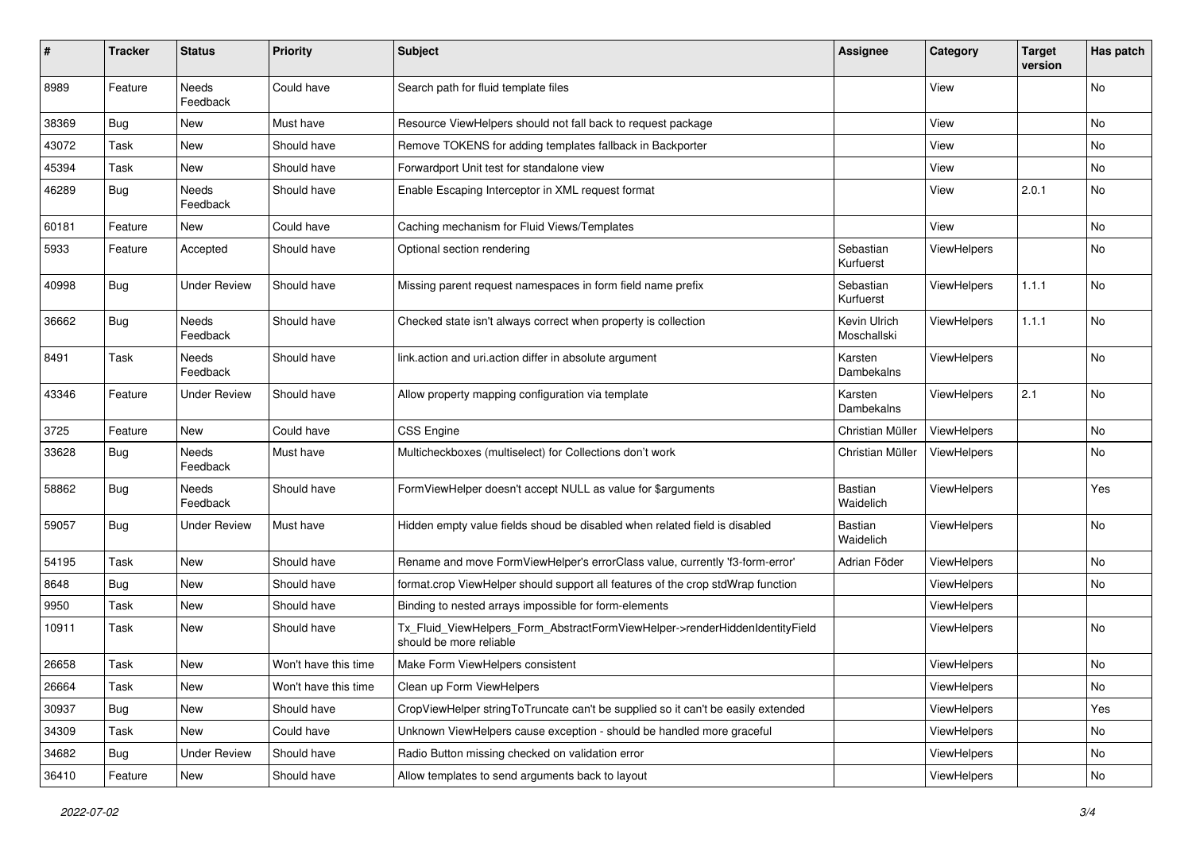| # | Tracker | Status | Priority | Subject | Assignee | Category | Target version | Has patch |
|---|---|---|---|---|---|---|---|---|
| 8989 | Feature | Needs Feedback | Could have | Search path for fluid template files | | View | | No |
| 38369 | Bug | New | Must have | Resource ViewHelpers should not fall back to request package | | View | | No |
| 43072 | Task | New | Should have | Remove TOKENS for adding templates fallback in Backporter | | View | | No |
| 45394 | Task | New | Should have | Forwardport Unit test for standalone view | | View | | No |
| 46289 | Bug | Needs Feedback | Should have | Enable Escaping Interceptor in XML request format | | View | 2.0.1 | No |
| 60181 | Feature | New | Could have | Caching mechanism for Fluid Views/Templates | | View | | No |
| 5933 | Feature | Accepted | Should have | Optional section rendering | Sebastian Kurfuerst | ViewHelpers | | No |
| 40998 | Bug | Under Review | Should have | Missing parent request namespaces in form field name prefix | Sebastian Kurfuerst | ViewHelpers | 1.1.1 | No |
| 36662 | Bug | Needs Feedback | Should have | Checked state isn't always correct when property is collection | Kevin Ulrich Moschallski | ViewHelpers | 1.1.1 | No |
| 8491 | Task | Needs Feedback | Should have | link.action and uri.action differ in absolute argument | Karsten Dambekalns | ViewHelpers | | No |
| 43346 | Feature | Under Review | Should have | Allow property mapping configuration via template | Karsten Dambekalns | ViewHelpers | 2.1 | No |
| 3725 | Feature | New | Could have | CSS Engine | Christian Müller | ViewHelpers | | No |
| 33628 | Bug | Needs Feedback | Must have | Multicheckboxes (multiselect) for Collections don't work | Christian Müller | ViewHelpers | | No |
| 58862 | Bug | Needs Feedback | Should have | FormViewHelper doesn't accept NULL as value for $arguments | Bastian Waidelich | ViewHelpers | | Yes |
| 59057 | Bug | Under Review | Must have | Hidden empty value fields shoud be disabled when related field is disabled | Bastian Waidelich | ViewHelpers | | No |
| 54195 | Task | New | Should have | Rename and move FormViewHelper's errorClass value, currently 'f3-form-error' | Adrian Föder | ViewHelpers | | No |
| 8648 | Bug | New | Should have | format.crop ViewHelper should support all features of the crop stdWrap function | | ViewHelpers | | No |
| 9950 | Task | New | Should have | Binding to nested arrays impossible for form-elements | | ViewHelpers | | |
| 10911 | Task | New | Should have | Tx_Fluid_ViewHelpers_Form_AbstractFormViewHelper->renderHiddenIdentityField should be more reliable | | ViewHelpers | | No |
| 26658 | Task | New | Won't have this time | Make Form ViewHelpers consistent | | ViewHelpers | | No |
| 26664 | Task | New | Won't have this time | Clean up Form ViewHelpers | | ViewHelpers | | No |
| 30937 | Bug | New | Should have | CropViewHelper stringToTruncate can't be supplied so it can't be easily extended | | ViewHelpers | | Yes |
| 34309 | Task | New | Could have | Unknown ViewHelpers cause exception - should be handled more graceful | | ViewHelpers | | No |
| 34682 | Bug | Under Review | Should have | Radio Button missing checked on validation error | | ViewHelpers | | No |
| 36410 | Feature | New | Should have | Allow templates to send arguments back to layout | | ViewHelpers | | No |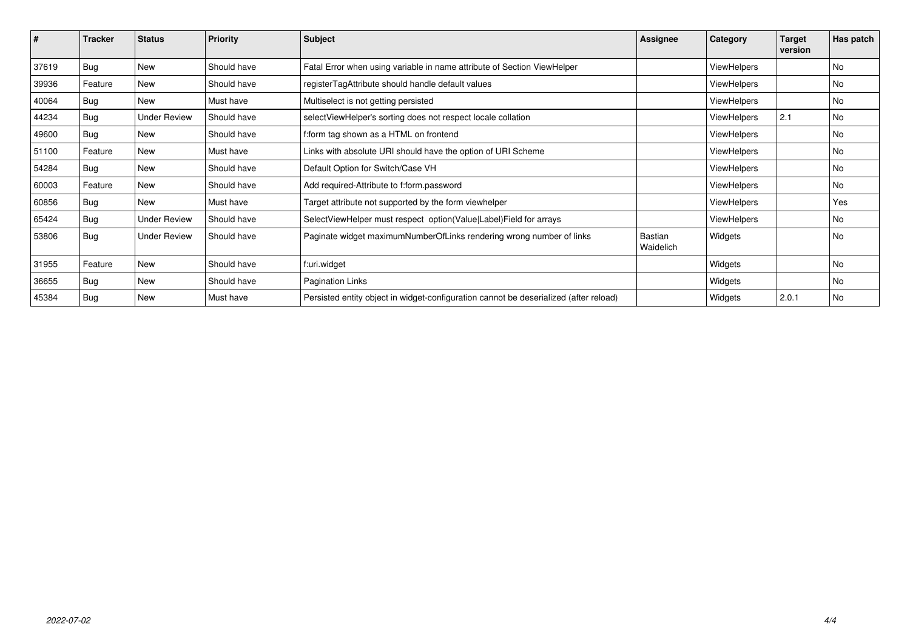| # | Tracker | Status | Priority | Subject | Assignee | Category | Target version | Has patch |
|---|---|---|---|---|---|---|---|---|
| 37619 | Bug | New | Should have | Fatal Error when using variable in name attribute of Section ViewHelper | | ViewHelpers | | No |
| 39936 | Feature | New | Should have | registerTagAttribute should handle default values | | ViewHelpers | | No |
| 40064 | Bug | New | Must have | Multiselect is not getting persisted | | ViewHelpers | | No |
| 44234 | Bug | Under Review | Should have | selectViewHelper's sorting does not respect locale collation | | ViewHelpers | 2.1 | No |
| 49600 | Bug | New | Should have | f:form tag shown as a HTML on frontend | | ViewHelpers | | No |
| 51100 | Feature | New | Must have | Links with absolute URI should have the option of URI Scheme | | ViewHelpers | | No |
| 54284 | Bug | New | Should have | Default Option for Switch/Case VH | | ViewHelpers | | No |
| 60003 | Feature | New | Should have | Add required-Attribute to f:form.password | | ViewHelpers | | No |
| 60856 | Bug | New | Must have | Target attribute not supported by the form viewhelper | | ViewHelpers | | Yes |
| 65424 | Bug | Under Review | Should have | SelectViewHelper must respect option(Value\|Label)Field for arrays | | ViewHelpers | | No |
| 53806 | Bug | Under Review | Should have | Paginate widget maximumNumberOfLinks rendering wrong number of links | Bastian Waidelich | Widgets | | No |
| 31955 | Feature | New | Should have | f:uri.widget | | Widgets | | No |
| 36655 | Bug | New | Should have | Pagination Links | | Widgets | | No |
| 45384 | Bug | New | Must have | Persisted entity object in widget-configuration cannot be deserialized (after reload) | | Widgets | 2.0.1 | No |